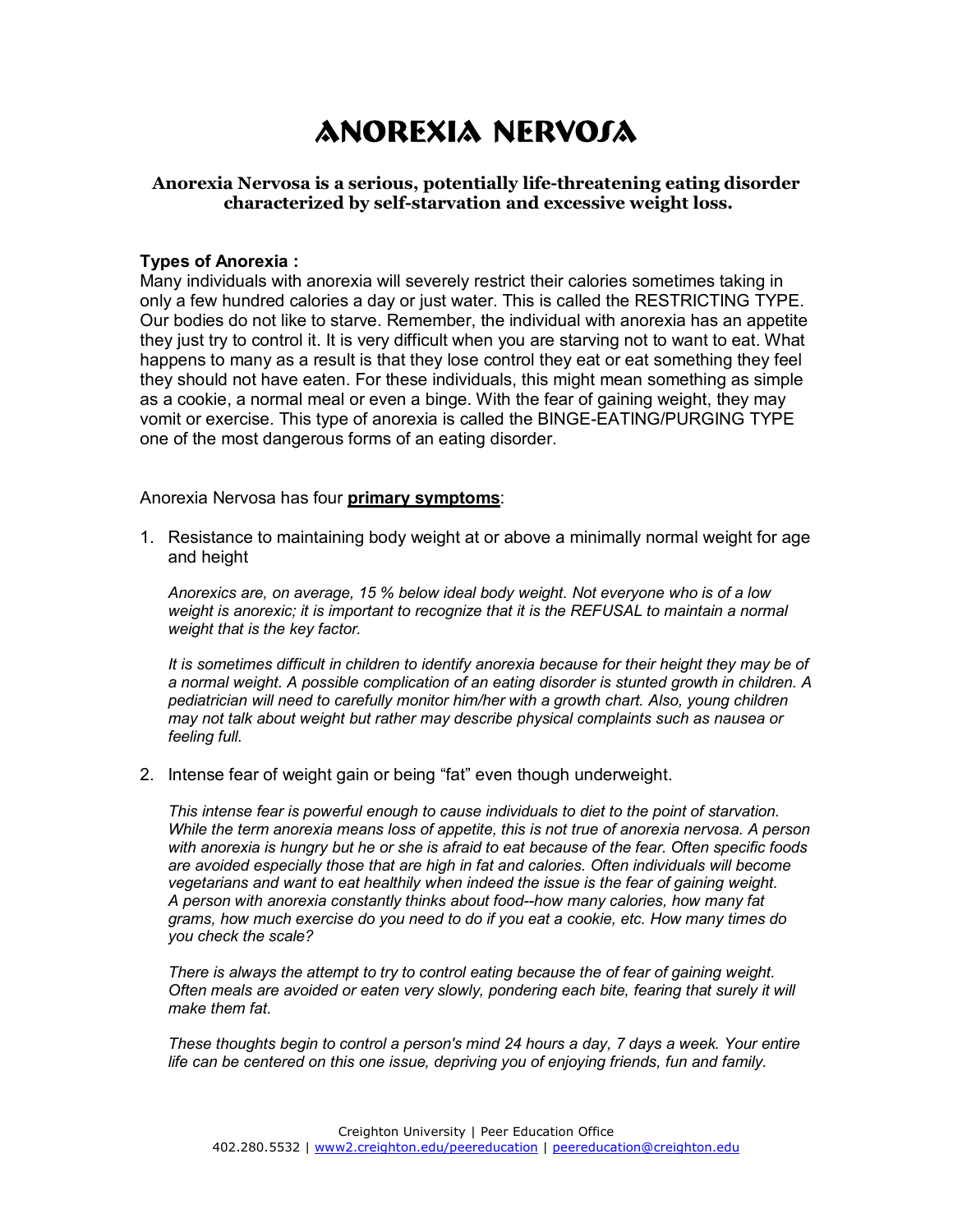# ANOREXIA NERVOSA

**Anorexia Nervosa is a serious, potentially life-threatening eating disorder characterized by self-starvation and excessive weight loss.**

**Types of Anorexia :**

Many individuals with anorexia will severely restrict their calories sometimes taking in only a few hundred calories a day or just water. This is called the RESTRICTING TYPE. Our bodies do not like to starve. Remember, the individual with anorexia has an appetite they just try to control it. It is very difficult when you are starving not to want to eat. What happens to many as a result is that they lose control they eat or eat something they feel they should not have eaten. For these individuals, this might mean something as simple as a cookie, a normal meal or even a binge. With the fear of gaining weight, they may vomit or exercise. This type of anorexia is called the BINGE-EATING/PURGING TYPE one of the most dangerous forms of an eating disorder.

Anorexia Nervosa has four **primary symptoms**:

1. Resistance to maintaining body weight at or above a minimally normal weight for age and height

   *Anorexics are, on average, 15 % below ideal body weight. Not everyone who is of a low weight is anorexic; it is important to recognize that it is the REFUSAL to maintain a normal weight that is the key factor.*

   *It is sometimes difficult in children to identify anorexia because for their height they may be of a normal weight. A possible complication of an eating disorder is stunted growth in children. A pediatrician will need to carefully monitor him/her with a growth chart. Also, young children may not talk about weight but rather may describe physical complaints such as nausea or feeling full.*

2. Intense fear of weight gain or being "fat" even though underweight.

   *This intense fear is powerful enough to cause individuals to diet to the point of starvation. While the term anorexia means loss of appetite, this is not true of anorexia nervosa. A person with anorexia is hungry but he or she is afraid to eat because of the fear. Often specific foods are avoided especially those that are high in fat and calories. Often individuals will become vegetarians and want to eat healthily when indeed the issue is the fear of gaining weight. A person with anorexia constantly thinks about food--how many calories, how many fat grams, how much exercise do you need to do if you eat a cookie, etc. How many times do you check the scale?*

   *There is always the attempt to try to control eating because the of fear of gaining weight. Often meals are avoided or eaten very slowly, pondering each bite, fearing that surely it will make them fat.*

   *These thoughts begin to control a person's mind 24 hours a day, 7 days a week. Your entire life can be centered on this one issue, depriving you of enjoying friends, fun and family.*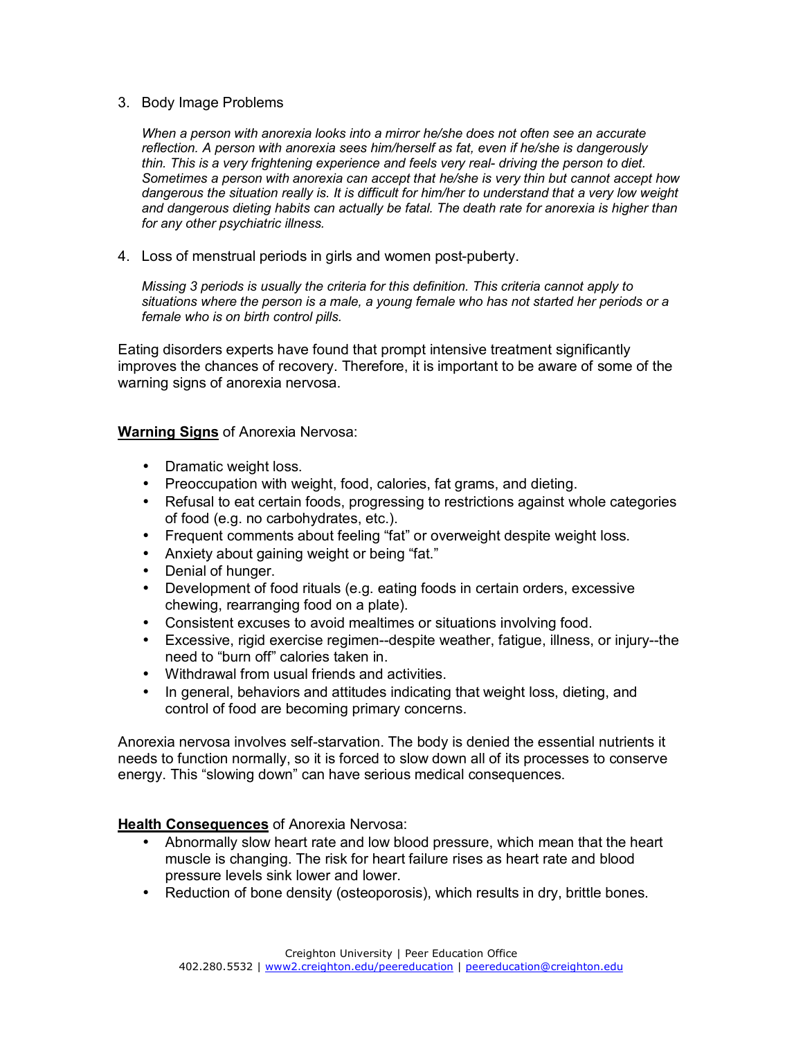3. Body Image Problems

   *When a person with anorexia looks into a mirror he/she does not often see an accurate reflection. A person with anorexia sees him/herself as fat, even if he/she is dangerously thin. This is a very frightening experience and feels very real- driving the person to diet. Sometimes a person with anorexia can accept that he/she is very thin but cannot accept how dangerous the situation really is. It is difficult for him/her to understand that a very low weight and dangerous dieting habits can actually be fatal. The death rate for anorexia is higher than for any other psychiatric illness.*

4. Loss of menstrual periods in girls and women post-puberty.

   *Missing 3 periods is usually the criteria for this definition. This criteria cannot apply to situations where the person is a male, a young female who has not started her periods or a female who is on birth control pills.*

Eating disorders experts have found that prompt intensive treatment significantly improves the chances of recovery. Therefore, it is important to be aware of some of the warning signs of anorexia nervosa.

**Warning Signs** of Anorexia Nervosa:

- Dramatic weight loss.
- Preoccupation with weight, food, calories, fat grams, and dieting.
- Refusal to eat certain foods, progressing to restrictions against whole categories of food (e.g. no carbohydrates, etc.).
- Frequent comments about feeling "fat" or overweight despite weight loss.
- Anxiety about gaining weight or being "fat."
- Denial of hunger.
- Development of food rituals (e.g. eating foods in certain orders, excessive chewing, rearranging food on a plate).
- Consistent excuses to avoid mealtimes or situations involving food.
- Excessive, rigid exercise regimen--despite weather, fatigue, illness, or injury--the need to "burn off" calories taken in.
- Withdrawal from usual friends and activities.
- In general, behaviors and attitudes indicating that weight loss, dieting, and control of food are becoming primary concerns.

Anorexia nervosa involves self-starvation. The body is denied the essential nutrients it needs to function normally, so it is forced to slow down all of its processes to conserve energy. This "slowing down" can have serious medical consequences.

**Health Consequences** of Anorexia Nervosa:

- Abnormally slow heart rate and low blood pressure, which mean that the heart muscle is changing. The risk for heart failure rises as heart rate and blood pressure levels sink lower and lower.
- Reduction of bone density (osteoporosis), which results in dry, brittle bones.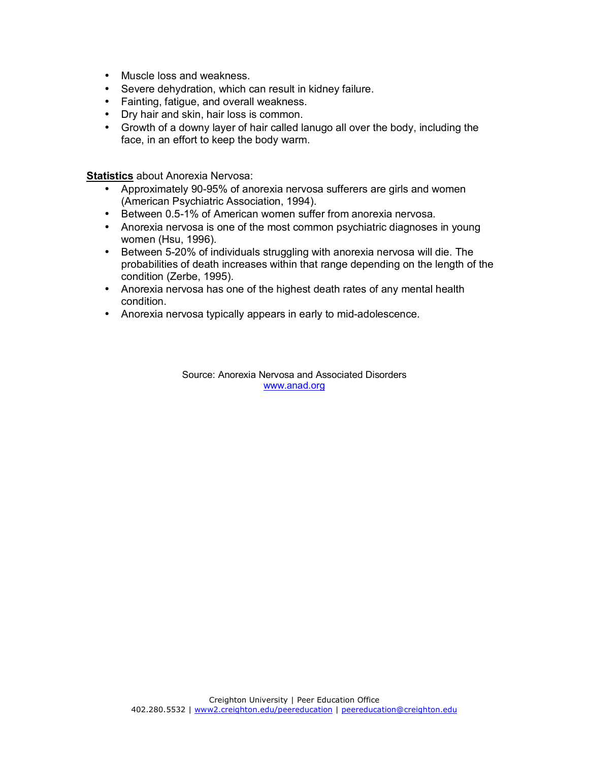- Muscle loss and weakness.
- Severe dehydration, which can result in kidney failure.
- Fainting, fatigue, and overall weakness.
- Dry hair and skin, hair loss is common.
- Growth of a downy layer of hair called lanugo all over the body, including the face, in an effort to keep the body warm.

**Statistics** about Anorexia Nervosa:

- Approximately 90-95% of anorexia nervosa sufferers are girls and women (American Psychiatric Association, 1994).
- Between 0.5-1% of American women suffer from anorexia nervosa.
- Anorexia nervosa is one of the most common psychiatric diagnoses in young women (Hsu, 1996).
- Between 5-20% of individuals struggling with anorexia nervosa will die. The probabilities of death increases within that range depending on the length of the condition (Zerbe, 1995).
- Anorexia nervosa has one of the highest death rates of any mental health condition.
- Anorexia nervosa typically appears in early to mid-adolescence.

Source: Anorexia Nervosa and Associated Disorders
www.anad.org

Creighton University | Peer Education Office
402.280.5532 | www2.creighton.edu/peereducation | peereducation@creighton.edu